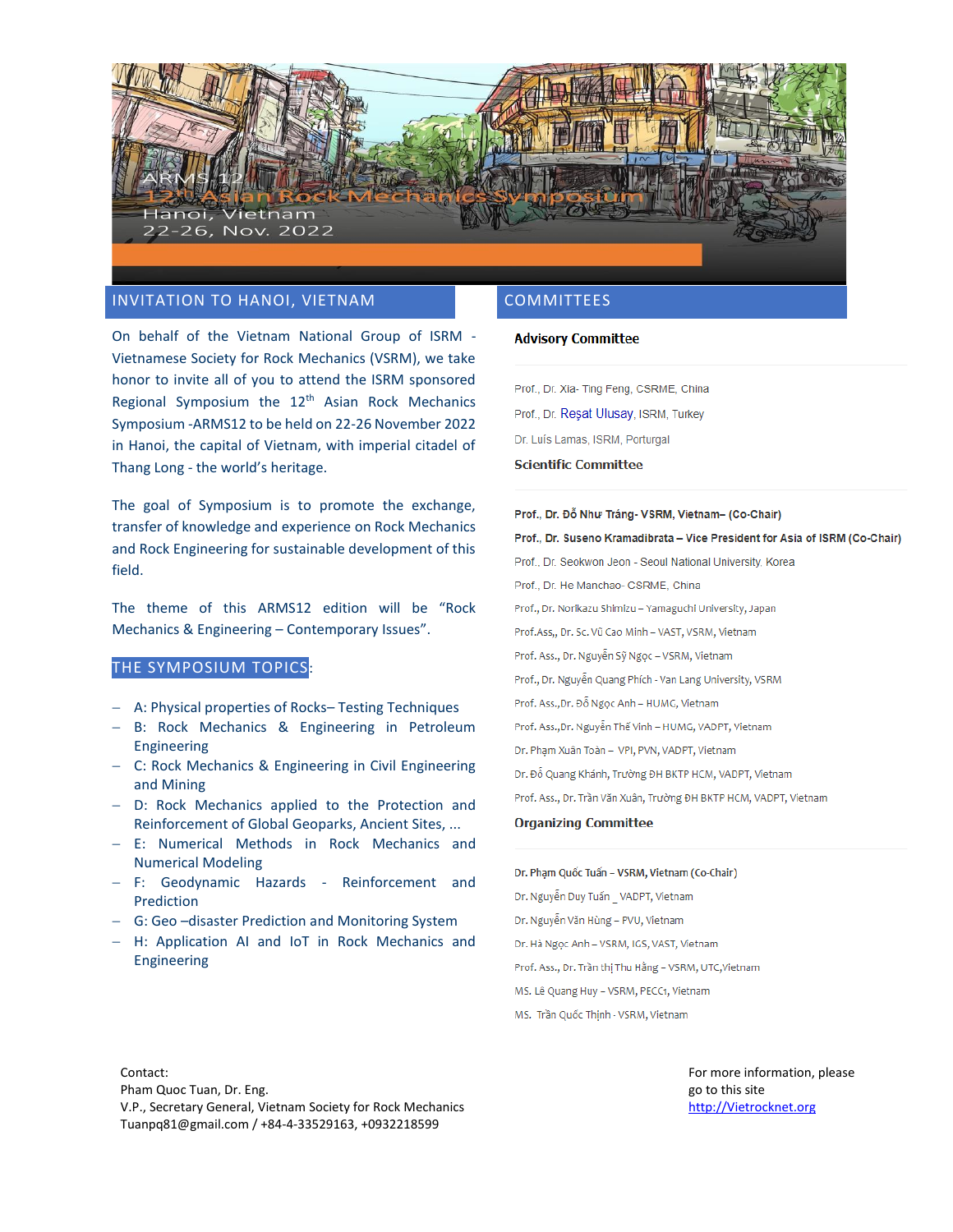ARMS 12
12th Asian Rock Mechanics Symposium
Hanoi, Vietnam
22-26, Nov. 2022

## INVITATION TO HANOI, VIETNAM

On behalf of the Vietnam National Group of ISRM - Vietnamese Society for Rock Mechanics (VSRM), we take honor to invite all of you to attend the ISRM sponsored Regional Symposium the 12th Asian Rock Mechanics Symposium -ARMS12 to be held on 22-26 November 2022 in Hanoi, the capital of Vietnam, with imperial citadel of Thang Long - the world's heritage.

The goal of Symposium is to promote the exchange, transfer of knowledge and experience on Rock Mechanics and Rock Engineering for sustainable development of this field.

The theme of this ARMS12 edition will be "Rock Mechanics & Engineering – Contemporary Issues".

## THE SYMPOSIUM TOPICS:

- A: Physical properties of Rocks– Testing Techniques
- B: Rock Mechanics & Engineering in Petroleum Engineering
- C: Rock Mechanics & Engineering in Civil Engineering and Mining
- D: Rock Mechanics applied to the Protection and Reinforcement of Global Geoparks, Ancient Sites, ...
- E: Numerical Methods in Rock Mechanics and Numerical Modeling
- F: Geodynamic Hazards - Reinforcement and Prediction
- G: Geo –disaster Prediction and Monitoring System
- H: Application AI and IoT in Rock Mechanics and Engineering

## COMMITTEES

### Advisory Committee

Prof., Dr. Xia- Ting Feng, CSRME, China

Prof., Dr. Reşat Ulusay, ISRM, Turkey

Dr. Luís Lamas, ISRM, Porturgal

### Scientific Committee

**Prof., Dr. Đỗ Như Tráng- VSRM, Vietnam– (Co-Chair)**

**Prof., Dr. Suseno Kramadibrata – Vice President for Asia of ISRM (Co-Chair)**

Prof., Dr. Seokwon Jeon - Seoul National University, Korea

Prof., Dr. He Manchao- CSRME, China

Prof., Dr. Norikazu Shimizu – Yamaguchi University, Japan

Prof.Ass,, Dr. Sc. Vũ Cao Minh – VAST, VSRM, Vietnam

Prof. Ass., Dr. Nguyễn Sỹ Ngọc – VSRM, Vietnam

Prof., Dr. Nguyễn Quang Phích - Van Lang University, VSRM

Prof. Ass.,Dr. Đỗ Ngọc Anh – HUMG, Vietnam

Prof. Ass.,Dr. Nguyễn Thế Vinh – HUMG, VADPT, Vietnam

Dr. Phạm Xuân Toàn – VPI, PVN, VADPT, Vietnam

Dr. Đỗ Quang Khánh, Trường ĐH BKTP HCM, VADPT, Vietnam

Prof. Ass., Dr. Trần Văn Xuân, Trường ĐH BKTP HCM, VADPT, Vietnam

### Organizing Committee

**Dr. Phạm Quốc Tuấn – VSRM, Vietnam (Co-Chair)**

Dr. Nguyễn Duy Tuấn _ VADPT, Vietnam

Dr. Nguyễn Văn Hùng – PVU, Vietnam

Dr. Hà Ngọc Anh – VSRM, IGS, VAST, Vietnam

Prof. Ass., Dr. Trần thị Thu Hằng – VSRM, UTC,Vietnam

MS. Lê Quang Huy – VSRM, PECC1, Vietnam

MS. Trần Quốc Thịnh - VSRM, Vietnam

Contact:
Pham Quoc Tuan, Dr. Eng.
V.P., Secretary General, Vietnam Society for Rock Mechanics
Tuanpq81@gmail.com / +84-4-33529163, +0932218599

For more information, please go to this site [http://Vietrocknet.org](http://Vietrocknet.org)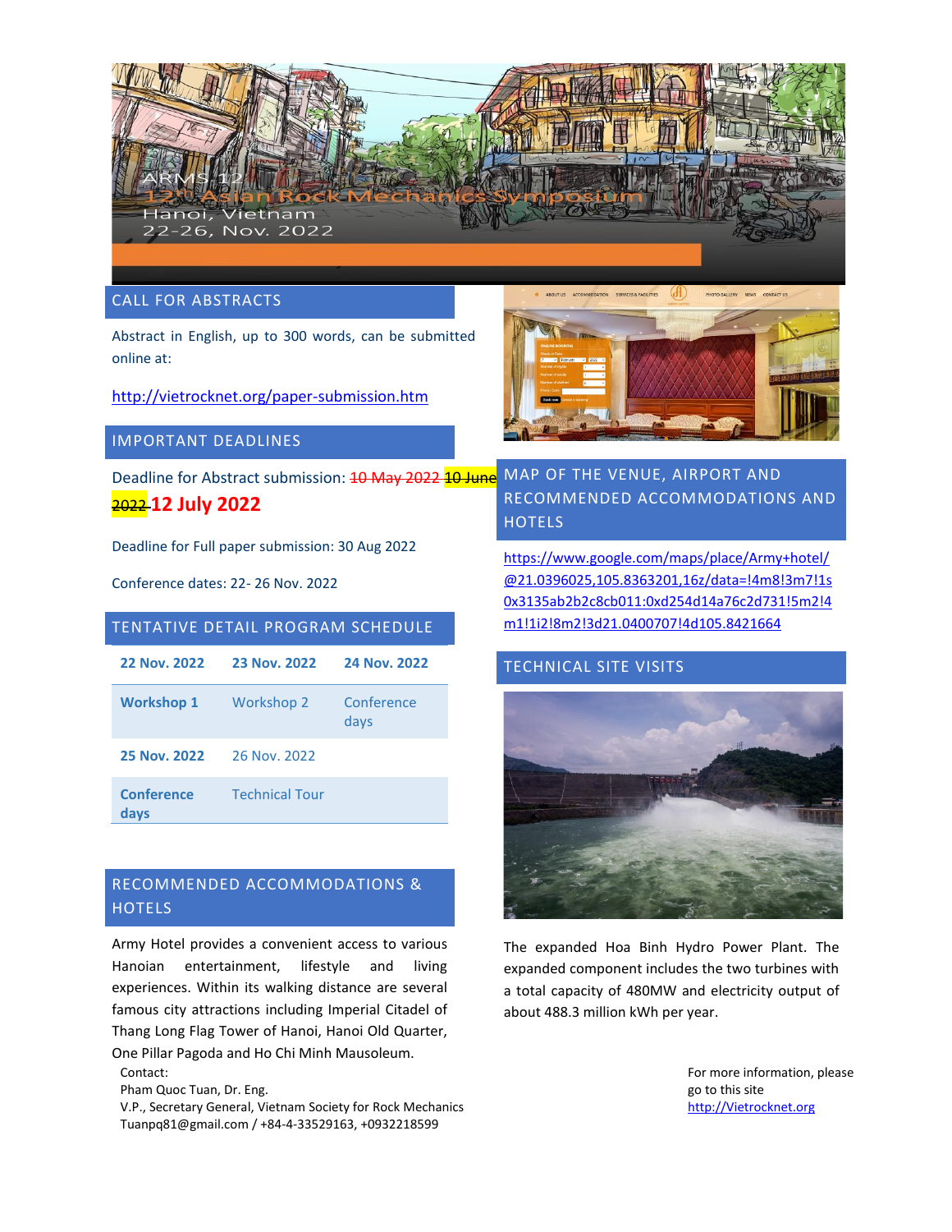ARMS 12

12th Asian Rock Mechanics Symposium

Hanoi, Vietnam

22-26, Nov. 2022

## CALL FOR ABSTRACTS

Abstract in English, up to 300 words, can be submitted online at:

http://vietrocknet.org/paper-submission.htm

## IMPORTANT DEADLINES

Deadline for Abstract submission: ~~10 May 2022~~ ~~10 June 2022~~ **12 July 2022**

Deadline for Full paper submission: 30 Aug 2022

Conference dates: 22- 26 Nov. 2022

## TENTATIVE DETAIL PROGRAM SCHEDULE

| **22 Nov. 2022** | **23 Nov. 2022** | **24 Nov. 2022** |
|---|---|---|
| **Workshop 1** | Workshop 2 | Conference days |
| **25 Nov. 2022** | 26 Nov. 2022 | |
| **Conference days** | Technical Tour | |

## RECOMMENDED ACCOMMODATIONS & HOTELS

Army Hotel provides a convenient access to various Hanoian entertainment, lifestyle and living experiences. Within its walking distance are several famous city attractions including Imperial Citadel of Thang Long Flag Tower of Hanoi, Hanoi Old Quarter, One Pillar Pagoda and Ho Chi Minh Mausoleum.

## MAP OF THE VENUE, AIRPORT AND RECOMMENDED ACCOMMODATIONS AND HOTELS

https://www.google.com/maps/place/Army+hotel/@21.0396025,105.8363201,16z/data=!4m8!3m7!1s0x3135ab2b2c8cb011:0xd254d14a76c2d731!5m2!4m1!1i2!8m2!3d21.0400707!4d105.8421664

## TECHNICAL SITE VISITS

The expanded Hoa Binh Hydro Power Plant. The expanded component includes the two turbines with a total capacity of 480MW and electricity output of about 488.3 million kWh per year.

Contact:
Pham Quoc Tuan, Dr. Eng.
V.P., Secretary General, Vietnam Society for Rock Mechanics
Tuanpq81@gmail.com / +84-4-33529163, +0932218599

For more information, please go to this site
http://Vietrocknet.org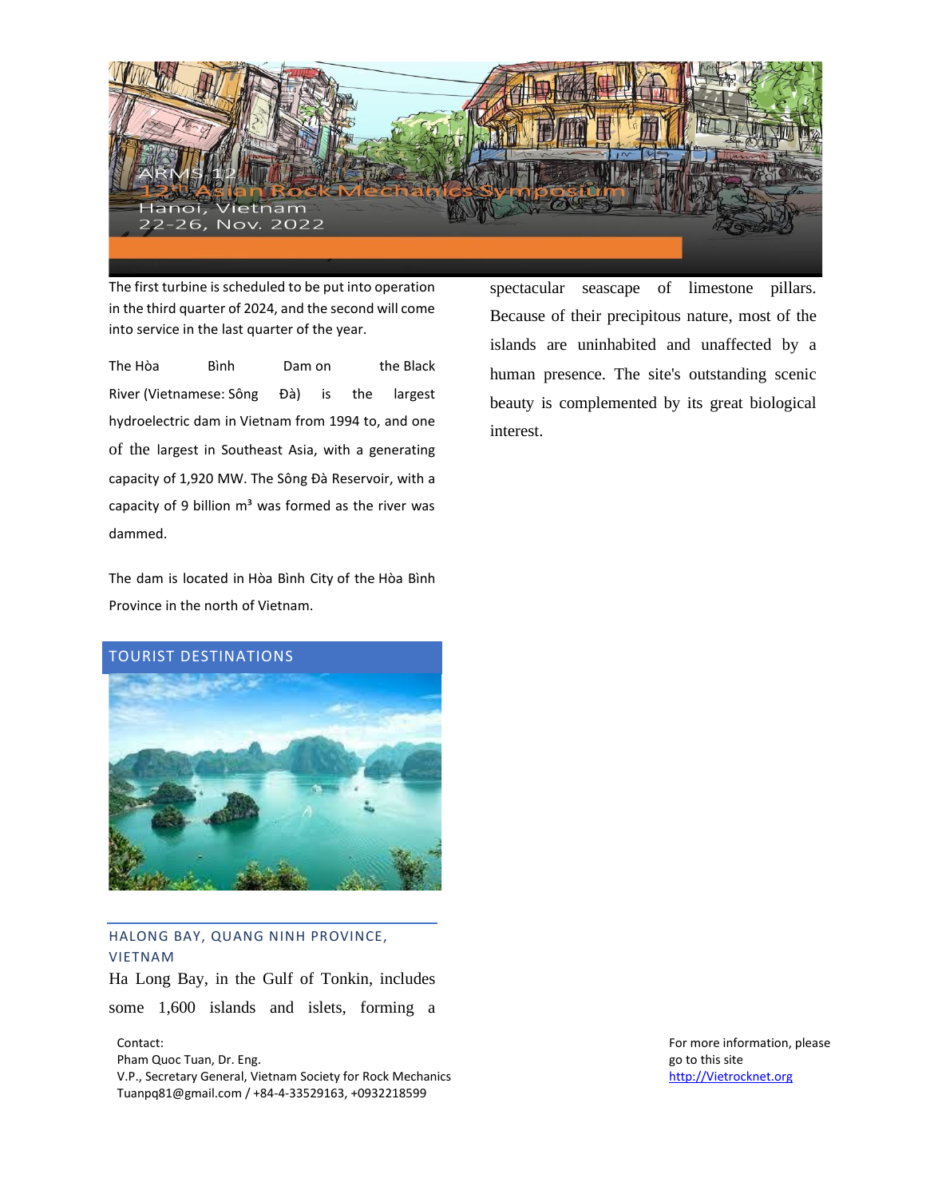The first turbine is scheduled to be put into operation in the third quarter of 2024, and the second will come into service in the last quarter of the year.

The Hòa Bình Dam on the Black River (Vietnamese: Sông Đà) is the largest hydroelectric dam in Vietnam from 1994 to, and one of the largest in Southeast Asia, with a generating capacity of 1,920 MW. The Sông Đà Reservoir, with a capacity of 9 billion m³ was formed as the river was dammed.

The dam is located in Hòa Bình City of the Hòa Bình Province in the north of Vietnam.

## TOURIST DESTINATIONS

### HALONG BAY, QUANG NINH PROVINCE, VIETNAM

Ha Long Bay, in the Gulf of Tonkin, includes some 1,600 islands and islets, forming a spectacular seascape of limestone pillars. Because of their precipitous nature, most of the islands are uninhabited and unaffected by a human presence. The site's outstanding scenic beauty is complemented by its great biological interest.

Contact:
Pham Quoc Tuan, Dr. Eng.
V.P., Secretary General, Vietnam Society for Rock Mechanics
Tuanpq81@gmail.com / +84-4-33529163, +0932218599

For more information, please go to this site
http://Vietrocknet.org